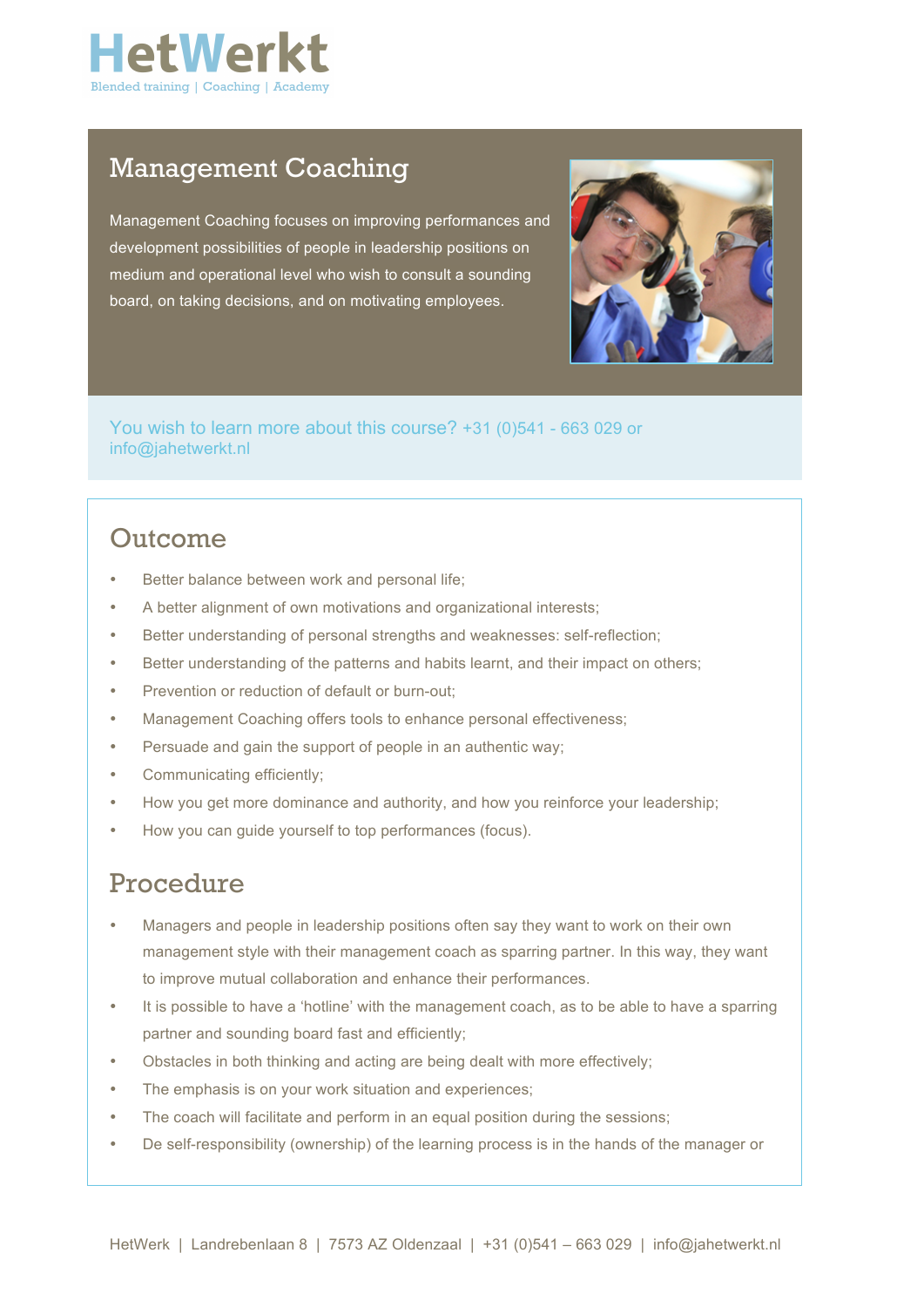# HetWerkt

Blended training | Coaching | Academy

## Management Coaching

Management Coaching focuses on improving performances and development possibilities of people in leadership positions on medium and operational level who wish to consult a sounding board, on taking decisions, and on motivating employees.

You wish to learn more about this course? +31 (0)541 - 663 029 or info@jahetwerkt.nl

## Outcome

- Better balance between work and personal life;
- A better alignment of own motivations and organizational interests;
- Better understanding of personal strengths and weaknesses: self-reflection;
- Better understanding of the patterns and habits learnt, and their impact on others;
- Prevention or reduction of default or burn-out;
- Management Coaching offers tools to enhance personal effectiveness;
- Persuade and gain the support of people in an authentic way;
- Communicating efficiently;
- How you get more dominance and authority, and how you reinforce your leadership;
- How you can guide yourself to top performances (focus).

## Procedure

- Managers and people in leadership positions often say they want to work on their own management style with their management coach as sparring partner. In this way, they want to improve mutual collaboration and enhance their performances.
- It is possible to have a 'hotline' with the management coach, as to be able to have a sparring partner and sounding board fast and efficiently;
- Obstacles in both thinking and acting are being dealt with more effectively;
- The emphasis is on your work situation and experiences;
- The coach will facilitate and perform in an equal position during the sessions;
- De self-responsibility (ownership) of the learning process is in the hands of the manager or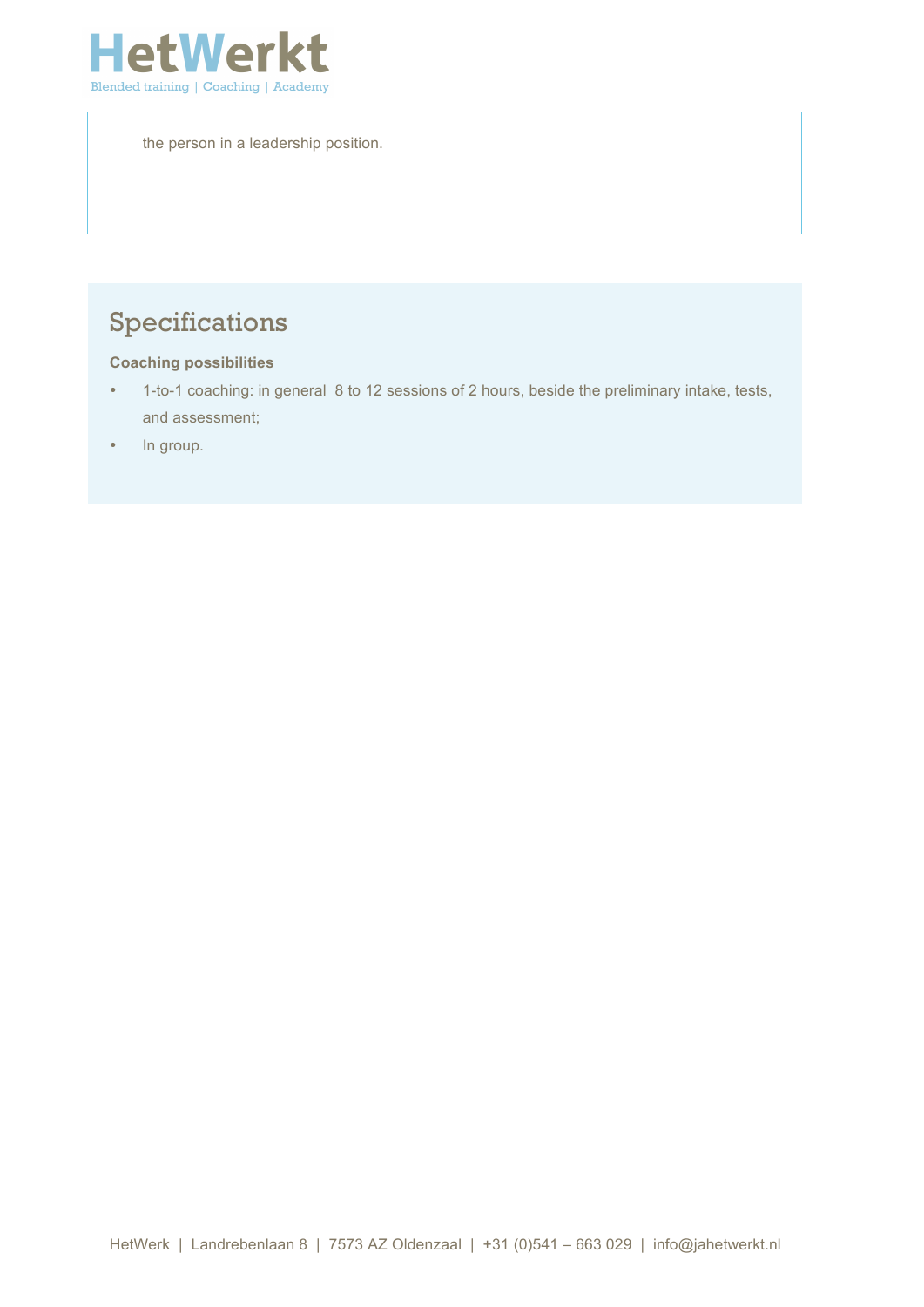the person in a leadership position.

## Specifications

**Coaching possibilities**

- 1-to-1 coaching: in general 8 to 12 sessions of 2 hours, beside the preliminary intake, tests, and assessment;
- In group.